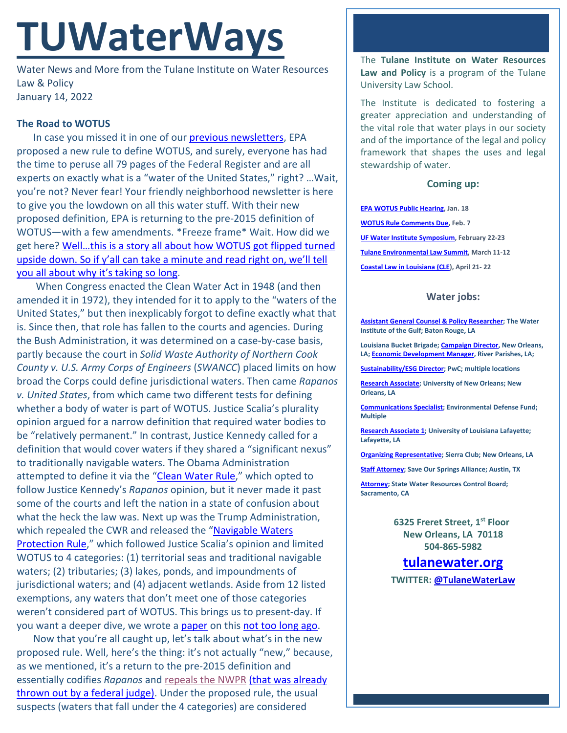# TUWaterWays

Water News and More from the Tulane Institute on Water Resources Law & Policy
January 14, 2022

### The Road to WOTUS

In case you missed it in one of our previous newsletters, EPA proposed a new rule to define WOTUS, and surely, everyone has had the time to peruse all 79 pages of the Federal Register and are all experts on exactly what is a "water of the United States," right? …Wait, you're not? Never fear! Your friendly neighborhood newsletter is here to give you the lowdown on all this water stuff. With their new proposed definition, EPA is returning to the pre-2015 definition of WOTUS—with a few amendments. *Freeze frame* Wait. How did we get here? Well…this is a story all about how WOTUS got flipped turned upside down. So if y'all can take a minute and read right on, we'll tell you all about why it's taking so long.

When Congress enacted the Clean Water Act in 1948 (and then amended it in 1972), they intended for it to apply to the "waters of the United States," but then inexplicably forgot to define exactly what that is. Since then, that role has fallen to the courts and agencies. During the Bush Administration, it was determined on a case-by-case basis, partly because the court in *Solid Waste Authority of Northern Cook County v. U.S. Army Corps of Engineers* (*SWANCC*) placed limits on how broad the Corps could define jurisdictional waters. Then came *Rapanos v. United States*, from which came two different tests for defining whether a body of water is part of WOTUS. Justice Scalia's plurality opinion argued for a narrow definition that required water bodies to be "relatively permanent." In contrast, Justice Kennedy called for a definition that would cover waters if they shared a "significant nexus" to traditionally navigable waters. The Obama Administration attempted to define it via the "Clean Water Rule," which opted to follow Justice Kennedy's *Rapanos* opinion, but it never made it past some of the courts and left the nation in a state of confusion about what the heck the law was. Next up was the Trump Administration, which repealed the CWR and released the "Navigable Waters Protection Rule," which followed Justice Scalia's opinion and limited WOTUS to 4 categories: (1) territorial seas and traditional navigable waters; (2) tributaries; (3) lakes, ponds, and impoundments of jurisdictional waters; and (4) adjacent wetlands. Aside from 12 listed exemptions, any waters that don't meet one of those categories weren't considered part of WOTUS. This brings us to present-day. If you want a deeper dive, we wrote a paper on this not too long ago.

Now that you're all caught up, let's talk about what's in the new proposed rule. Well, here's the thing: it's not actually "new," because, as we mentioned, it's a return to the pre-2015 definition and essentially codifies *Rapanos* and repeals the NWPR (that was already thrown out by a federal judge). Under the proposed rule, the usual suspects (waters that fall under the 4 categories) are considered

The **Tulane Institute on Water Resources Law and Policy** is a program of the Tulane University Law School.

The Institute is dedicated to fostering a greater appreciation and understanding of the vital role that water plays in our society and of the importance of the legal and policy framework that shapes the uses and legal stewardship of water.

### Coming up:

**EPA WOTUS Public Hearing, Jan. 18**

**WOTUS Rule Comments Due, Feb. 7**

**UF Water Institute Symposium, February 22-23**

**Tulane Environmental Law Summit, March 11-12**

**Coastal Law in Louisiana (CLE), April 21- 22**

### Water jobs:

**Assistant General Counsel & Policy Researcher; The Water Institute of the Gulf; Baton Rouge, LA**

**Louisiana Bucket Brigade; Campaign Director, New Orleans, LA; Economic Development Manager, River Parishes, LA;**

**Sustainability/ESG Director; PwC; multiple locations**

**Research Associate; University of New Orleans; New Orleans, LA**

**Communications Specialist; Environmental Defense Fund; Multiple**

**Research Associate 1; University of Louisiana Lafayette; Lafayette, LA**

**Organizing Representative; Sierra Club; New Orleans, LA**

**Staff Attorney; Save Our Springs Alliance; Austin, TX**

**Attorney; State Water Resources Control Board; Sacramento, CA**

**6325 Freret Street, 1st Floor**
**New Orleans, LA 70118**
**504-865-5982**

**tulanewater.org**

**TWITTER: @TulaneWaterLaw**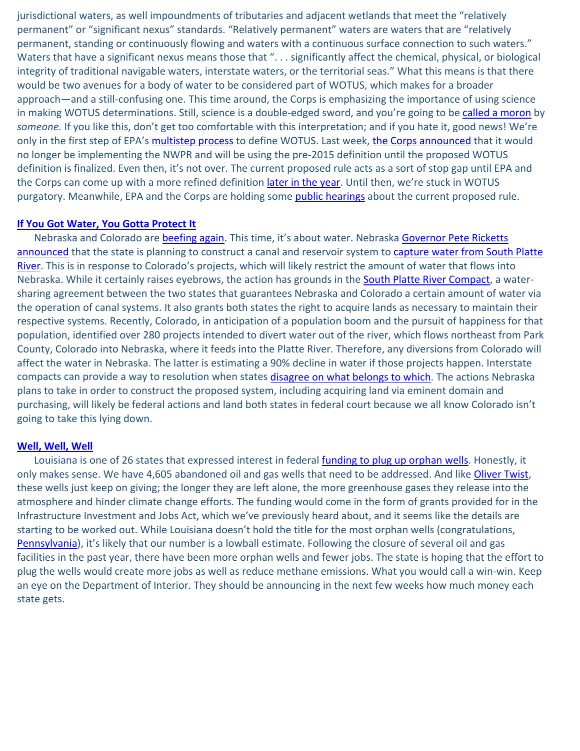jurisdictional waters, as well impoundments of tributaries and adjacent wetlands that meet the "relatively permanent" or "significant nexus" standards. "Relatively permanent" waters are waters that are "relatively permanent, standing or continuously flowing and waters with a continuous surface connection to such waters." Waters that have a significant nexus means those that ". . . significantly affect the chemical, physical, or biological integrity of traditional navigable waters, interstate waters, or the territorial seas." What this means is that there would be two avenues for a body of water to be considered part of WOTUS, which makes for a broader approach—and a still-confusing one. This time around, the Corps is emphasizing the importance of using science in making WOTUS determinations. Still, science is a double-edged sword, and you're going to be called a moron by *someone.* If you like this, don't get too comfortable with this interpretation; and if you hate it, good news! We're only in the first step of EPA's multistep process to define WOTUS. Last week, the Corps announced that it would no longer be implementing the NWPR and will be using the pre-2015 definition until the proposed WOTUS definition is finalized. Even then, it's not over. The current proposed rule acts as a sort of stop gap until EPA and the Corps can come up with a more refined definition later in the year. Until then, we're stuck in WOTUS purgatory. Meanwhile, EPA and the Corps are holding some public hearings about the current proposed rule.

## If You Got Water, You Gotta Protect It

Nebraska and Colorado are beefing again. This time, it's about water. Nebraska Governor Pete Ricketts announced that the state is planning to construct a canal and reservoir system to capture water from South Platte River. This is in response to Colorado's projects, which will likely restrict the amount of water that flows into Nebraska. While it certainly raises eyebrows, the action has grounds in the South Platte River Compact, a water-sharing agreement between the two states that guarantees Nebraska and Colorado a certain amount of water via the operation of canal systems. It also grants both states the right to acquire lands as necessary to maintain their respective systems. Recently, Colorado, in anticipation of a population boom and the pursuit of happiness for that population, identified over 280 projects intended to divert water out of the river, which flows northeast from Park County, Colorado into Nebraska, where it feeds into the Platte River. Therefore, any diversions from Colorado will affect the water in Nebraska. The latter is estimating a 90% decline in water if those projects happen. Interstate compacts can provide a way to resolution when states disagree on what belongs to which. The actions Nebraska plans to take in order to construct the proposed system, including acquiring land via eminent domain and purchasing, will likely be federal actions and land both states in federal court because we all know Colorado isn't going to take this lying down.

## Well, Well, Well

Louisiana is one of 26 states that expressed interest in federal funding to plug up orphan wells. Honestly, it only makes sense. We have 4,605 abandoned oil and gas wells that need to be addressed. And like Oliver Twist, these wells just keep on giving; the longer they are left alone, the more greenhouse gases they release into the atmosphere and hinder climate change efforts. The funding would come in the form of grants provided for in the Infrastructure Investment and Jobs Act, which we've previously heard about, and it seems like the details are starting to be worked out. While Louisiana doesn't hold the title for the most orphan wells (congratulations, Pennsylvania), it's likely that our number is a lowball estimate. Following the closure of several oil and gas facilities in the past year, there have been more orphan wells and fewer jobs. The state is hoping that the effort to plug the wells would create more jobs as well as reduce methane emissions. What you would call a win-win. Keep an eye on the Department of Interior. They should be announcing in the next few weeks how much money each state gets.